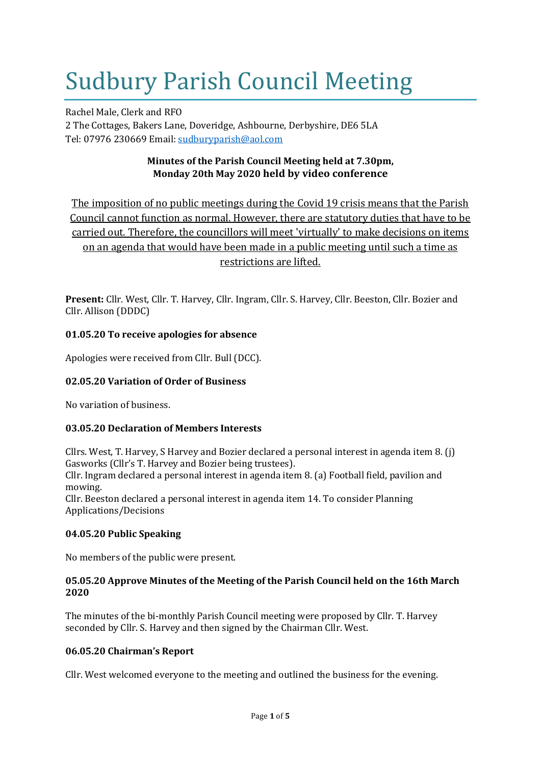# Sudbury Parish Council Meeting

Rachel Male, Clerk and RFO
2 The Cottages, Bakers Lane, Doveridge, Ashbourne, Derbyshire, DE6 5LA
Tel: 07976 230669 Email: sudburyparish@aol.com

**Minutes of the Parish Council Meeting held at 7.30pm, Monday 20th May 2020 held by video conference**

The imposition of no public meetings during the Covid 19 crisis means that the Parish Council cannot function as normal. However, there are statutory duties that have to be carried out. Therefore, the councillors will meet 'virtually' to make decisions on items on an agenda that would have been made in a public meeting until such a time as restrictions are lifted.

**Present:** Cllr. West, Cllr. T. Harvey, Cllr. Ingram, Cllr. S. Harvey, Cllr. Beeston, Cllr. Bozier and Cllr. Allison (DDDC)

### 01.05.20 To receive apologies for absence

Apologies were received from Cllr. Bull (DCC).

### 02.05.20 Variation of Order of Business

No variation of business.

### 03.05.20 Declaration of Members Interests

Cllrs. West, T. Harvey, S Harvey and Bozier declared a personal interest in agenda item 8. (j) Gasworks (Cllr's T. Harvey and Bozier being trustees).
Cllr. Ingram declared a personal interest in agenda item 8. (a) Football field, pavilion and mowing.
Cllr. Beeston declared a personal interest in agenda item 14. To consider Planning Applications/Decisions

### 04.05.20 Public Speaking

No members of the public were present.

### 05.05.20 Approve Minutes of the Meeting of the Parish Council held on the 16th March 2020

The minutes of the bi-monthly Parish Council meeting were proposed by Cllr. T. Harvey seconded by Cllr. S. Harvey and then signed by the Chairman Cllr. West.

### 06.05.20 Chairman's Report

Cllr. West welcomed everyone to the meeting and outlined the business for the evening.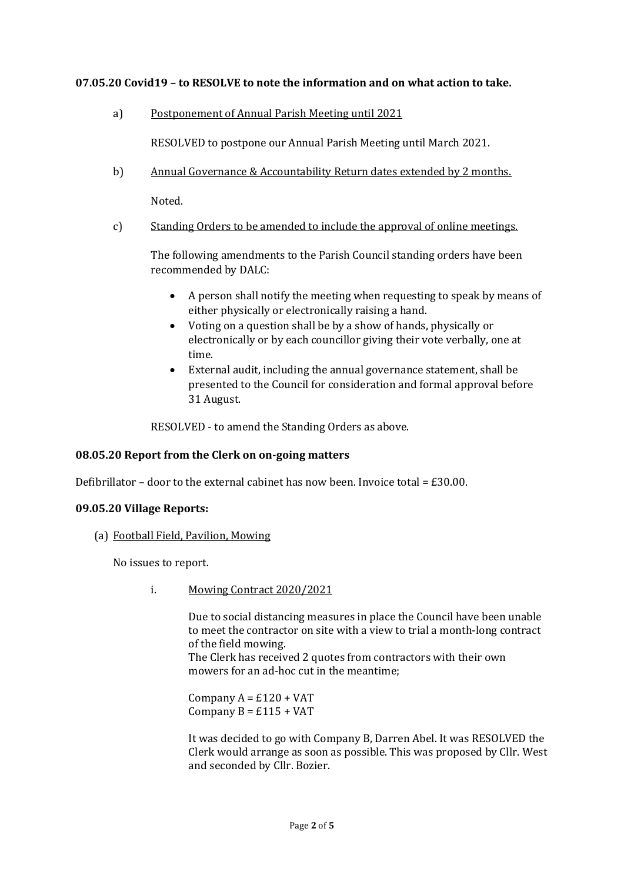**07.05.20 Covid19 – to RESOLVE to note the information and on what action to take.**

a) <u>Postponement of Annual Parish Meeting until 2021</u>

RESOLVED to postpone our Annual Parish Meeting until March 2021.

b) <u>Annual Governance & Accountability Return dates extended by 2 months.</u>

Noted.

c) <u>Standing Orders to be amended to include the approval of online meetings.</u>

The following amendments to the Parish Council standing orders have been recommended by DALC:

- A person shall notify the meeting when requesting to speak by means of either physically or electronically raising a hand.
- Voting on a question shall be by a show of hands, physically or electronically or by each councillor giving their vote verbally, one at time.
- External audit, including the annual governance statement, shall be presented to the Council for consideration and formal approval before 31 August.

RESOLVED - to amend the Standing Orders as above.

**08.05.20 Report from the Clerk on on-going matters**

Defibrillator – door to the external cabinet has now been. Invoice total = £30.00.

**09.05.20 Village Reports:**

(a) <u>Football Field, Pavilion, Mowing</u>

No issues to report.

i. <u>Mowing Contract 2020/2021</u>

Due to social distancing measures in place the Council have been unable to meet the contractor on site with a view to trial a month-long contract of the field mowing.
The Clerk has received 2 quotes from contractors with their own mowers for an ad-hoc cut in the meantime;

Company A = £120 + VAT
Company B = £115 + VAT

It was decided to go with Company B, Darren Abel. It was RESOLVED the Clerk would arrange as soon as possible. This was proposed by Cllr. West and seconded by Cllr. Bozier.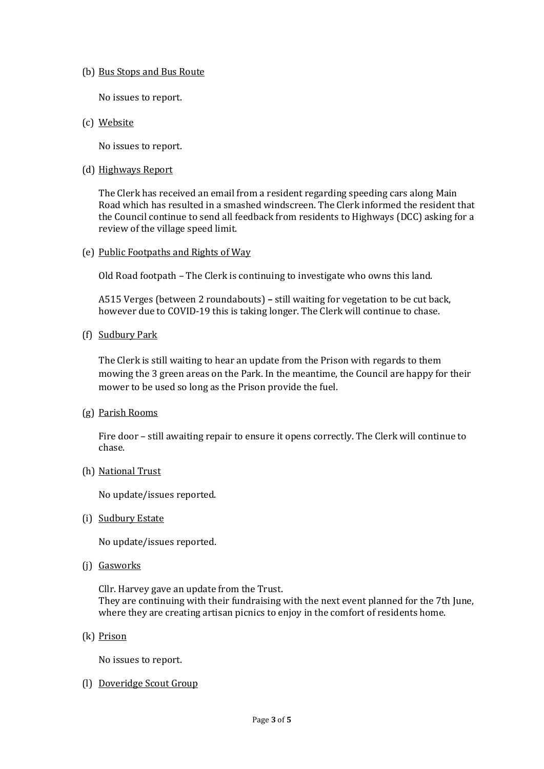(b) <u>Bus Stops and Bus Route</u>

No issues to report.

(c) <u>Website</u>

No issues to report.

(d) <u>Highways Report</u>

The Clerk has received an email from a resident regarding speeding cars along Main Road which has resulted in a smashed windscreen. The Clerk informed the resident that the Council continue to send all feedback from residents to Highways (DCC) asking for a review of the village speed limit.

(e) <u>Public Footpaths and Rights of Way</u>

Old Road footpath – The Clerk is continuing to investigate who owns this land.

A515 Verges (between 2 roundabouts) **–** still waiting for vegetation to be cut back, however due to COVID-19 this is taking longer. The Clerk will continue to chase.

(f) <u>Sudbury Park</u>

The Clerk is still waiting to hear an update from the Prison with regards to them mowing the 3 green areas on the Park. In the meantime, the Council are happy for their mower to be used so long as the Prison provide the fuel.

(g) <u>Parish Rooms</u>

Fire door – still awaiting repair to ensure it opens correctly. The Clerk will continue to chase.

(h) <u>National Trust</u>

No update/issues reported.

(i) <u>Sudbury Estate</u>

No update/issues reported.

(j) <u>Gasworks</u>

Cllr. Harvey gave an update from the Trust.
They are continuing with their fundraising with the next event planned for the 7th June, where they are creating artisan picnics to enjoy in the comfort of residents home.

(k) <u>Prison</u>

No issues to report.

(l) <u>Doveridge Scout Group</u>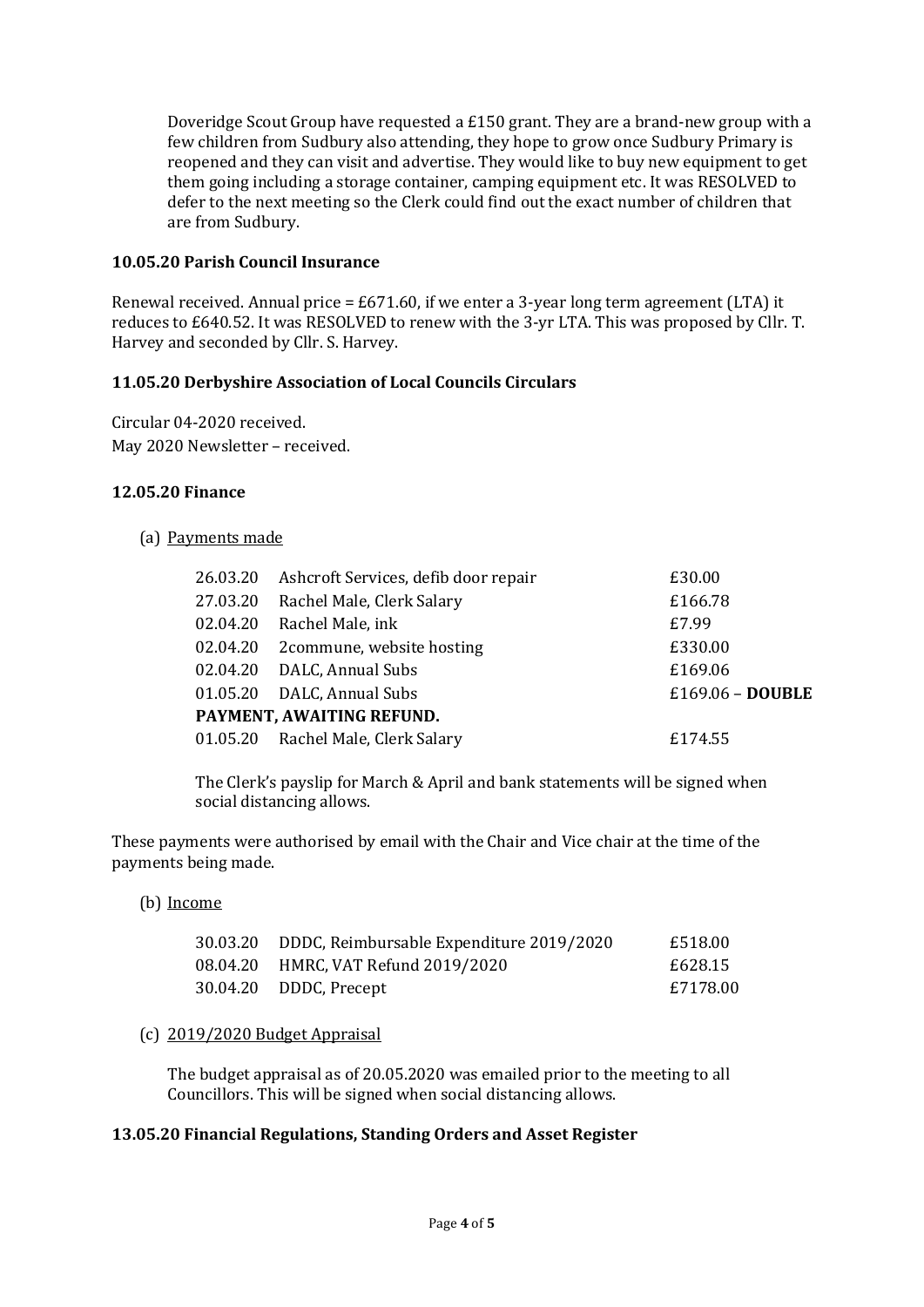Doveridge Scout Group have requested a £150 grant. They are a brand-new group with a few children from Sudbury also attending, they hope to grow once Sudbury Primary is reopened and they can visit and advertise. They would like to buy new equipment to get them going including a storage container, camping equipment etc. It was RESOLVED to defer to the next meeting so the Clerk could find out the exact number of children that are from Sudbury.

**10.05.20 Parish Council Insurance**

Renewal received. Annual price = £671.60, if we enter a 3-year long term agreement (LTA) it reduces to £640.52. It was RESOLVED to renew with the 3-yr LTA. This was proposed by Cllr. T. Harvey and seconded by Cllr. S. Harvey.

**11.05.20 Derbyshire Association of Local Councils Circulars**

Circular 04-2020 received.
May 2020 Newsletter – received.

**12.05.20 Finance**

(a) Payments made

| | | |
|---|---|---|
| 26.03.20 | Ashcroft Services, defib door repair | £30.00 |
| 27.03.20 | Rachel Male, Clerk Salary | £166.78 |
| 02.04.20 | Rachel Male, ink | £7.99 |
| 02.04.20 | 2commune, website hosting | £330.00 |
| 02.04.20 | DALC, Annual Subs | £169.06 |
| 01.05.20 | DALC, Annual Subs | £169.06 – **DOUBLE** |
| **PAYMENT, AWAITING REFUND.** | | |
| 01.05.20 | Rachel Male, Clerk Salary | £174.55 |

The Clerk's payslip for March & April and bank statements will be signed when social distancing allows.

These payments were authorised by email with the Chair and Vice chair at the time of the payments being made.

(b) Income

| | | |
|---|---|---|
| 30.03.20 | DDDC, Reimbursable Expenditure 2019/2020 | £518.00 |
| 08.04.20 | HMRC, VAT Refund 2019/2020 | £628.15 |
| 30.04.20 | DDDC, Precept | £7178.00 |

(c) 2019/2020 Budget Appraisal

The budget appraisal as of 20.05.2020 was emailed prior to the meeting to all Councillors. This will be signed when social distancing allows.

**13.05.20 Financial Regulations, Standing Orders and Asset Register**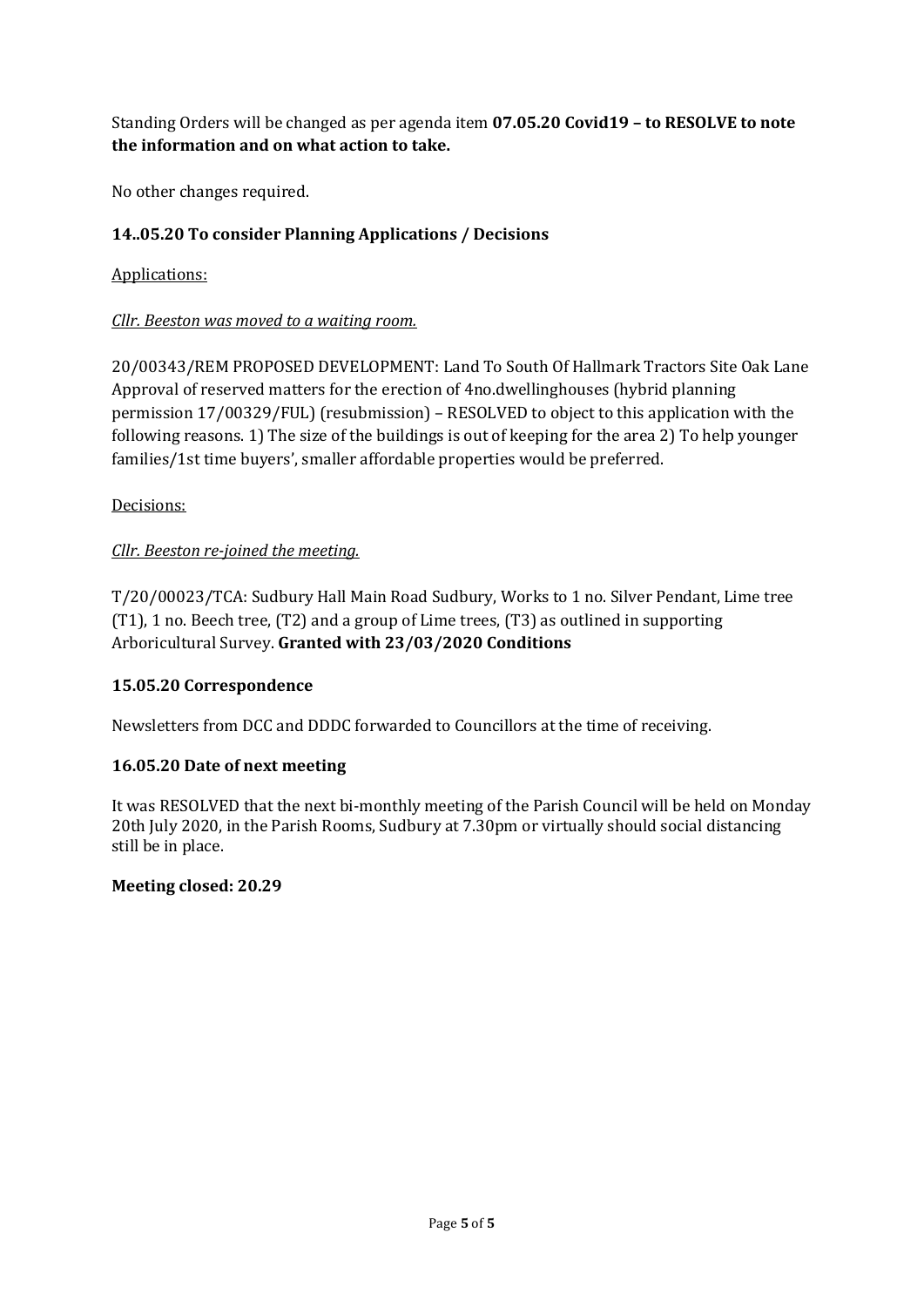Standing Orders will be changed as per agenda item **07.05.20 Covid19 – to RESOLVE to note the information and on what action to take.**

No other changes required.

### 14..05.20 To consider Planning Applications / Decisions

Applications:

*Cllr. Beeston was moved to a waiting room.*

20/00343/REM PROPOSED DEVELOPMENT: Land To South Of Hallmark Tractors Site Oak Lane Approval of reserved matters for the erection of 4no.dwellinghouses (hybrid planning permission 17/00329/FUL) (resubmission) – RESOLVED to object to this application with the following reasons. 1) The size of the buildings is out of keeping for the area 2) To help younger families/1st time buyers', smaller affordable properties would be preferred.

Decisions:

*Cllr. Beeston re-joined the meeting.*

T/20/00023/TCA: Sudbury Hall Main Road Sudbury, Works to 1 no. Silver Pendant, Lime tree (T1), 1 no. Beech tree, (T2) and a group of Lime trees, (T3) as outlined in supporting Arboricultural Survey. **Granted with 23/03/2020 Conditions**

### 15.05.20 Correspondence

Newsletters from DCC and DDDC forwarded to Councillors at the time of receiving.

### 16.05.20 Date of next meeting

It was RESOLVED that the next bi-monthly meeting of the Parish Council will be held on Monday 20th July 2020, in the Parish Rooms, Sudbury at 7.30pm or virtually should social distancing still be in place.

**Meeting closed: 20.29**